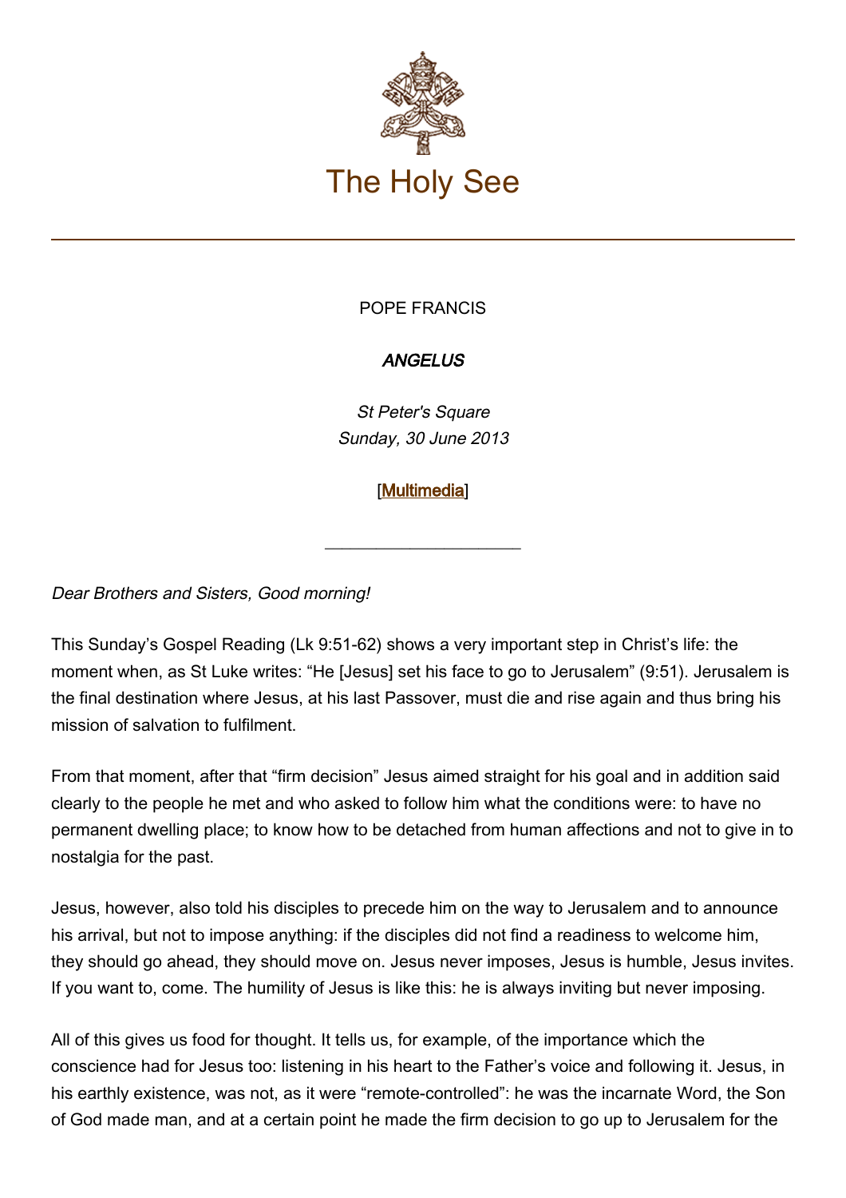# The Holy See

POPE FRANCIS

***ANGELUS***

*St Peter's Square*
*Sunday, 30 June 2013*

[Multimedia]

---

*Dear Brothers and Sisters, Good morning!*

This Sunday's Gospel Reading (Lk 9:51-62) shows a very important step in Christ's life: the moment when, as St Luke writes: "He [Jesus] set his face to go to Jerusalem" (9:51). Jerusalem is the final destination where Jesus, at his last Passover, must die and rise again and thus bring his mission of salvation to fulfilment.

From that moment, after that "firm decision" Jesus aimed straight for his goal and in addition said clearly to the people he met and who asked to follow him what the conditions were: to have no permanent dwelling place; to know how to be detached from human affections and not to give in to nostalgia for the past.

Jesus, however, also told his disciples to precede him on the way to Jerusalem and to announce his arrival, but not to impose anything: if the disciples did not find a readiness to welcome him, they should go ahead, they should move on. Jesus never imposes, Jesus is humble, Jesus invites. If you want to, come. The humility of Jesus is like this: he is always inviting but never imposing.

All of this gives us food for thought. It tells us, for example, of the importance which the conscience had for Jesus too: listening in his heart to the Father's voice and following it. Jesus, in his earthly existence, was not, as it were "remote-controlled": he was the incarnate Word, the Son of God made man, and at a certain point he made the firm decision to go up to Jerusalem for the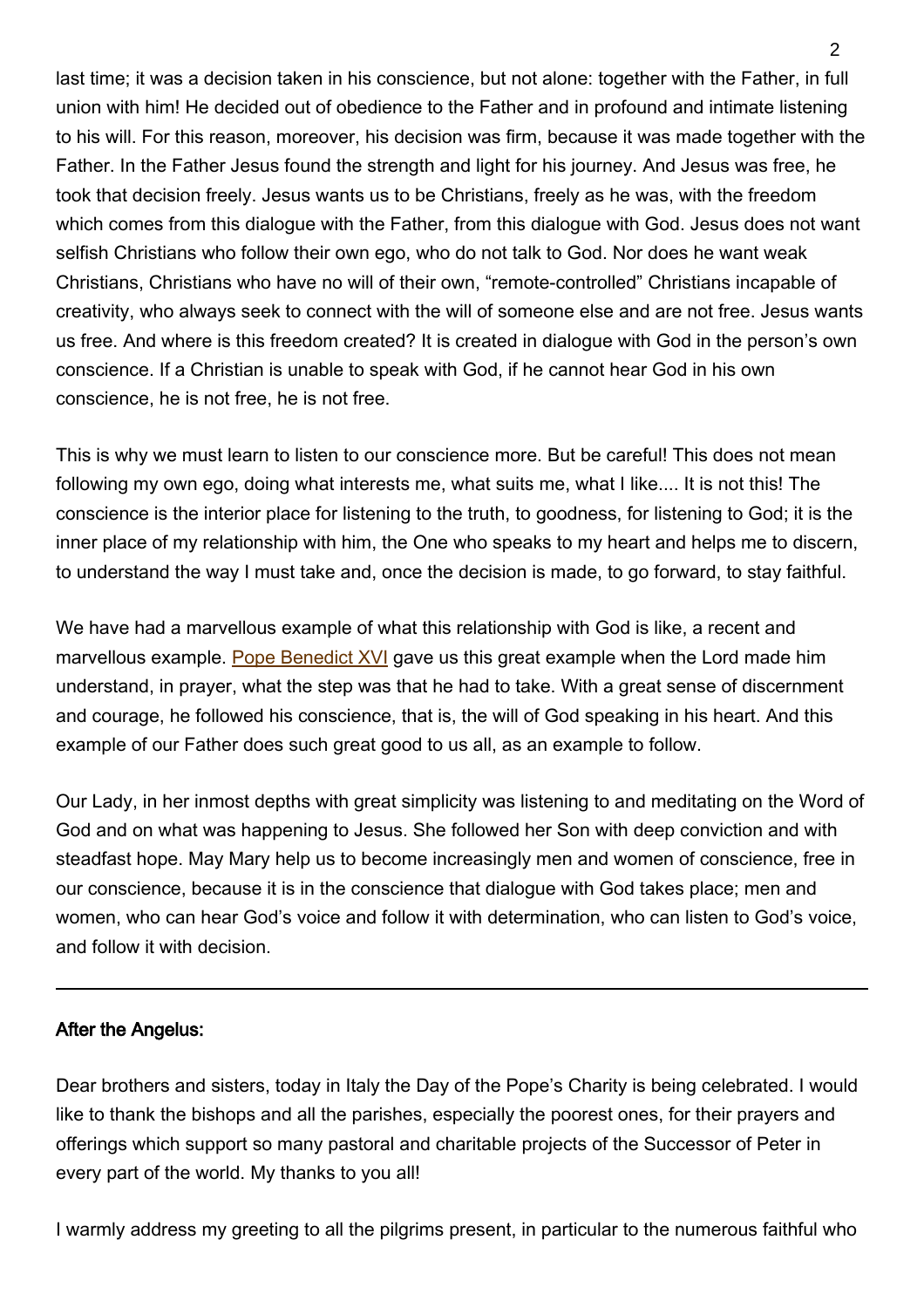last time; it was a decision taken in his conscience, but not alone: together with the Father, in full union with him! He decided out of obedience to the Father and in profound and intimate listening to his will. For this reason, moreover, his decision was firm, because it was made together with the Father. In the Father Jesus found the strength and light for his journey. And Jesus was free, he took that decision freely. Jesus wants us to be Christians, freely as he was, with the freedom which comes from this dialogue with the Father, from this dialogue with God. Jesus does not want selfish Christians who follow their own ego, who do not talk to God. Nor does he want weak Christians, Christians who have no will of their own, "remote-controlled" Christians incapable of creativity, who always seek to connect with the will of someone else and are not free. Jesus wants us free. And where is this freedom created? It is created in dialogue with God in the person's own conscience. If a Christian is unable to speak with God, if he cannot hear God in his own conscience, he is not free, he is not free.

This is why we must learn to listen to our conscience more. But be careful! This does not mean following my own ego, doing what interests me, what suits me, what I like.... It is not this! The conscience is the interior place for listening to the truth, to goodness, for listening to God; it is the inner place of my relationship with him, the One who speaks to my heart and helps me to discern, to understand the way I must take and, once the decision is made, to go forward, to stay faithful.

We have had a marvellous example of what this relationship with God is like, a recent and marvellous example. Pope Benedict XVI gave us this great example when the Lord made him understand, in prayer, what the step was that he had to take. With a great sense of discernment and courage, he followed his conscience, that is, the will of God speaking in his heart. And this example of our Father does such great good to us all, as an example to follow.

Our Lady, in her inmost depths with great simplicity was listening to and meditating on the Word of God and on what was happening to Jesus. She followed her Son with deep conviction and with steadfast hope. May Mary help us to become increasingly men and women of conscience, free in our conscience, because it is in the conscience that dialogue with God takes place; men and women, who can hear God's voice and follow it with determination, who can listen to God's voice, and follow it with decision.

---

**After the Angelus:**

Dear brothers and sisters, today in Italy the Day of the Pope's Charity is being celebrated. I would like to thank the bishops and all the parishes, especially the poorest ones, for their prayers and offerings which support so many pastoral and charitable projects of the Successor of Peter in every part of the world. My thanks to you all!

I warmly address my greeting to all the pilgrims present, in particular to the numerous faithful who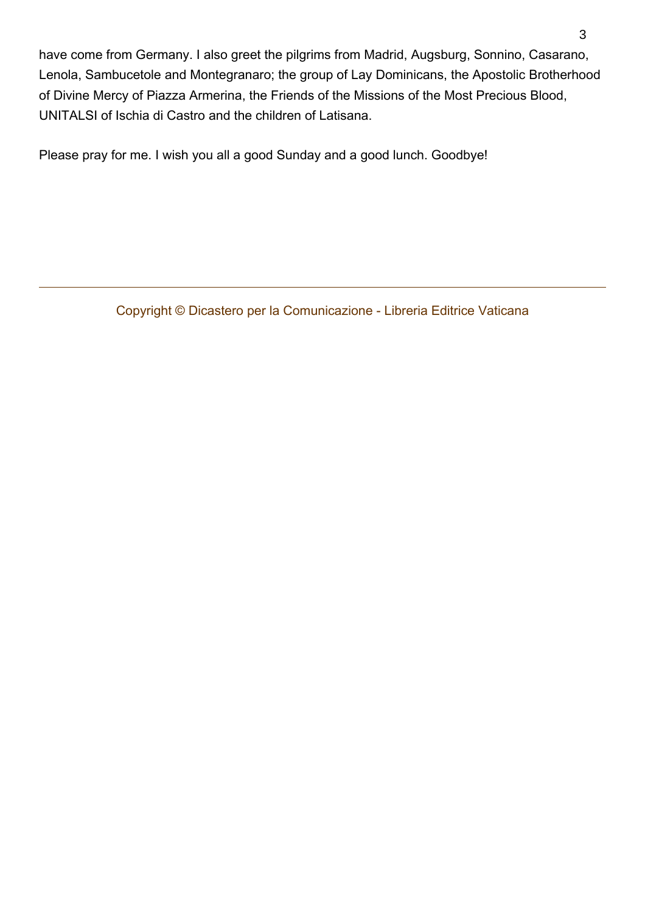have come from Germany. I also greet the pilgrims from Madrid, Augsburg, Sonnino, Casarano, Lenola, Sambucetole and Montegranaro; the group of Lay Dominicans, the Apostolic Brotherhood of Divine Mercy of Piazza Armerina, the Friends of the Missions of the Most Precious Blood, UNITALSI of Ischia di Castro and the children of Latisana.

Please pray for me. I wish you all a good Sunday and a good lunch. Goodbye!

---

Copyright © Dicastero per la Comunicazione - Libreria Editrice Vaticana